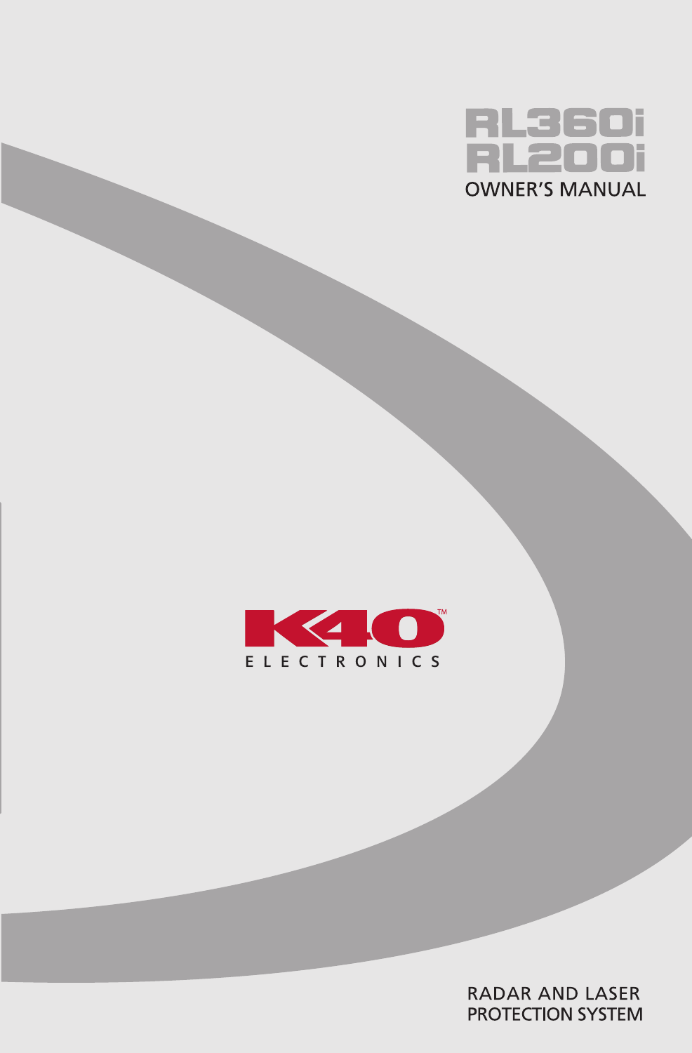# RL360i
# RL200i

## OWNER'S MANUAL

K40™ ELECTRONICS

RADAR AND LASER PROTECTION SYSTEM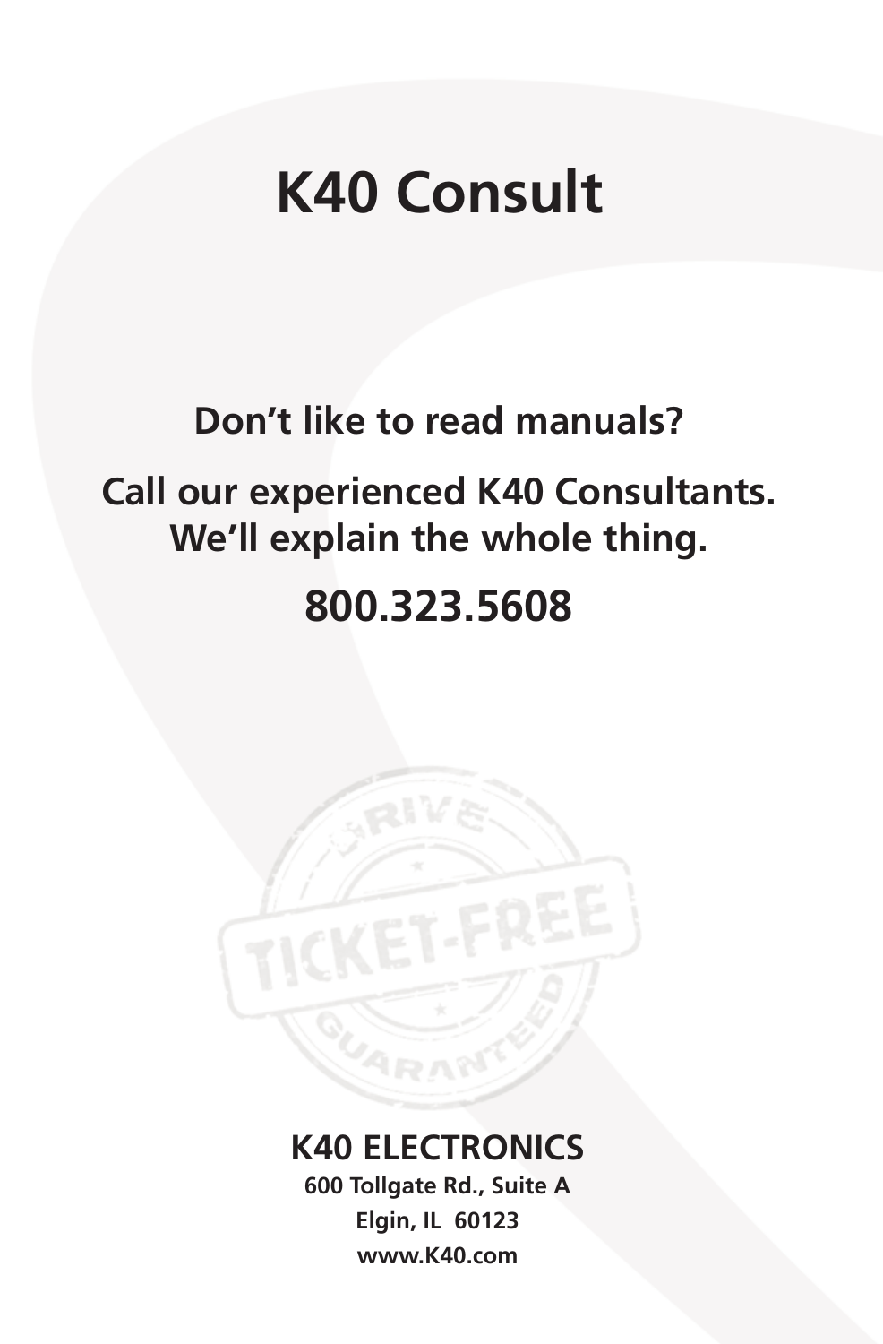# K40 Consult

**Don't like to read manuals?**

**Call our experienced K40 Consultants.
We'll explain the whole thing.**

**800.323.5608**

**K40 ELECTRONICS**
**600 Tollgate Rd., Suite A**
**Elgin, IL 60123**
**www.K40.com**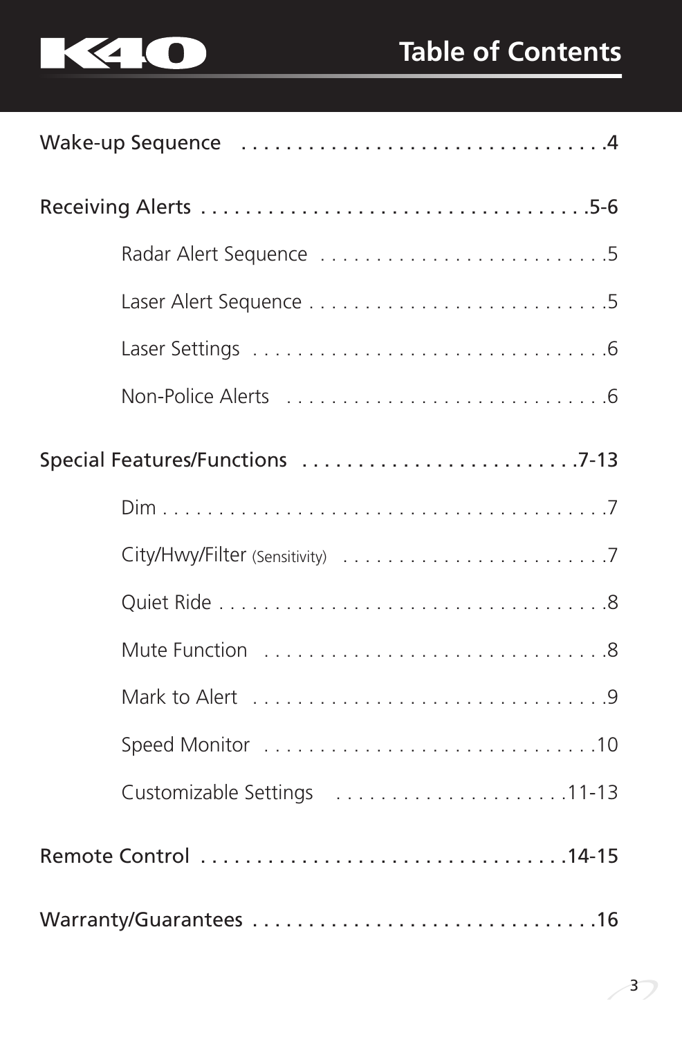# Table of Contents

Wake-up Sequence . . . . . . . . . . . . . . . . . . . . . . . . . . . . . . . .4

Receiving Alerts . . . . . . . . . . . . . . . . . . . . . . . . . . . . . . . . . .5-6

- Radar Alert Sequence . . . . . . . . . . . . . . . . . . . . . . . . . .5
- Laser Alert Sequence . . . . . . . . . . . . . . . . . . . . . . . . . . .5
- Laser Settings . . . . . . . . . . . . . . . . . . . . . . . . . . . . . . . .6
- Non-Police Alerts . . . . . . . . . . . . . . . . . . . . . . . . . . . .6

Special Features/Functions . . . . . . . . . . . . . . . . . . . . . . . . .7-13

- Dim . . . . . . . . . . . . . . . . . . . . . . . . . . . . . . . . . . . . . . . .7
- City/Hwy/Filter (Sensitivity) . . . . . . . . . . . . . . . . . . . . . . . .7
- Quiet Ride . . . . . . . . . . . . . . . . . . . . . . . . . . . . . . . . . . .8
- Mute Function . . . . . . . . . . . . . . . . . . . . . . . . . . . . . . .8
- Mark to Alert . . . . . . . . . . . . . . . . . . . . . . . . . . . . . . . .9
- Speed Monitor . . . . . . . . . . . . . . . . . . . . . . . . . . . . . .10
- Customizable Settings . . . . . . . . . . . . . . . . . . . . .11-13

Remote Control . . . . . . . . . . . . . . . . . . . . . . . . . . . . . . . .14-15

Warranty/Guarantees . . . . . . . . . . . . . . . . . . . . . . . . . . . . . .16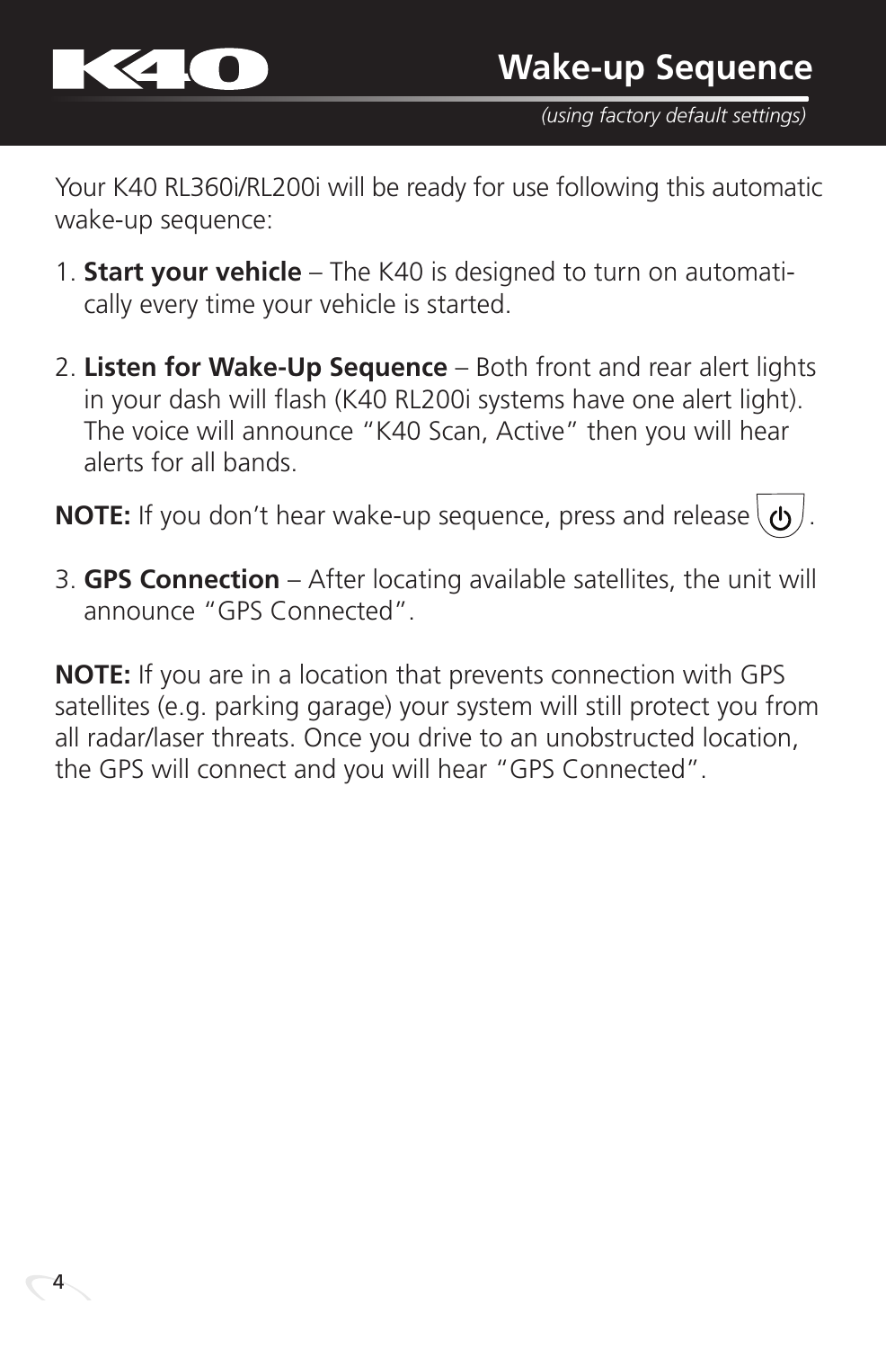# Wake-up Sequence

*(using factory default settings)*

Your K40 RL360i/RL200i will be ready for use following this automatic wake-up sequence:

1. **Start your vehicle** – The K40 is designed to turn on automatically every time your vehicle is started.

2. **Listen for Wake-Up Sequence** – Both front and rear alert lights in your dash will flash (K40 RL200i systems have one alert light). The voice will announce “K40 Scan, Active” then you will hear alerts for all bands.

**NOTE:** If you don’t hear wake-up sequence, press and release ⏻.

3. **GPS Connection** – After locating available satellites, the unit will announce “GPS Connected”.

**NOTE:** If you are in a location that prevents connection with GPS satellites (e.g. parking garage) your system will still protect you from all radar/laser threats. Once you drive to an unobstructed location, the GPS will connect and you will hear “GPS Connected”.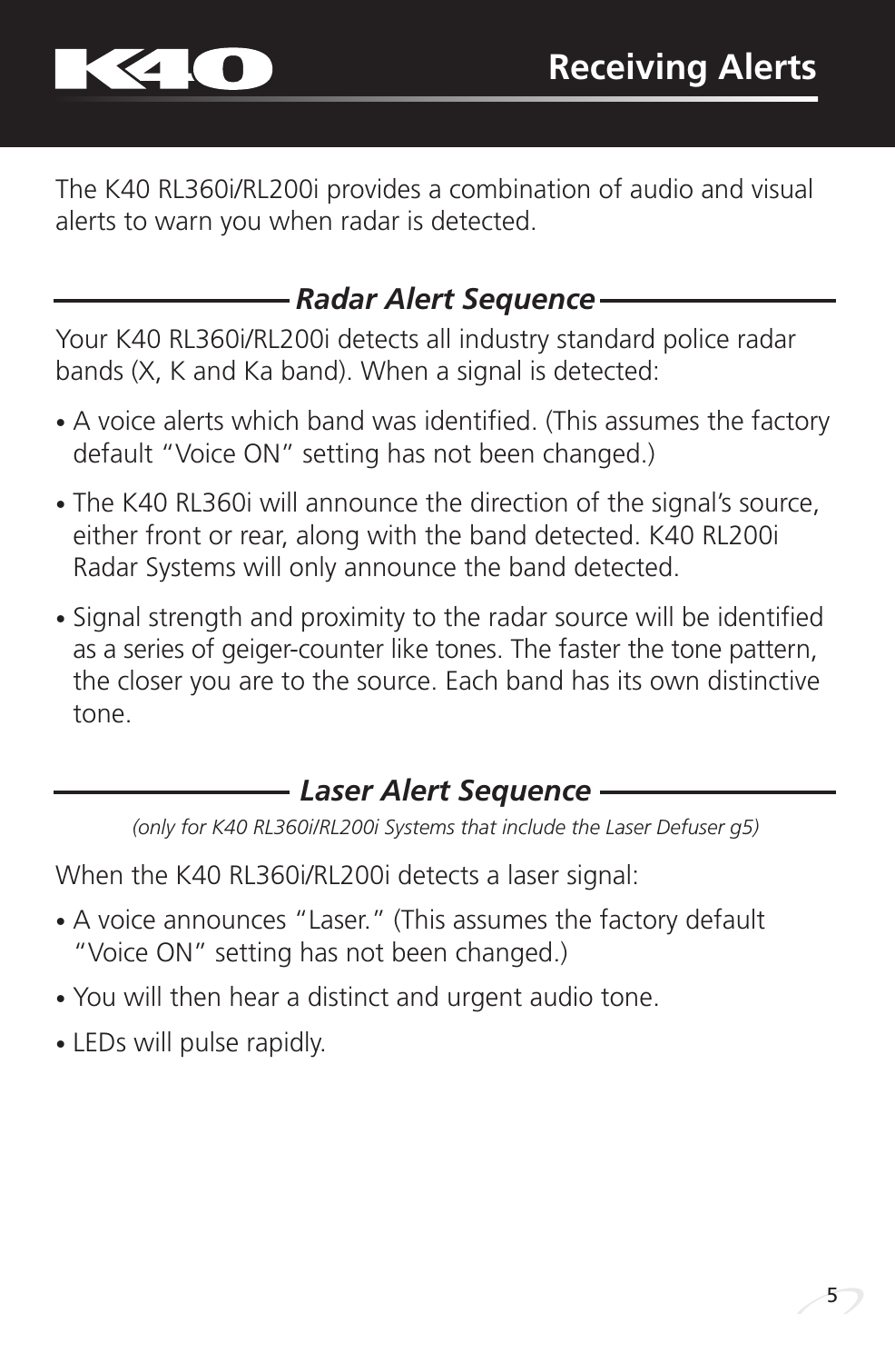# Receiving Alerts

The K40 RL360i/RL200i provides a combination of audio and visual alerts to warn you when radar is detected.

## *Radar Alert Sequence*

Your K40 RL360i/RL200i detects all industry standard police radar bands (X, K and Ka band). When a signal is detected:

- A voice alerts which band was identified. (This assumes the factory default "Voice ON" setting has not been changed.)
- The K40 RL360i will announce the direction of the signal's source, either front or rear, along with the band detected. K40 RL200i Radar Systems will only announce the band detected.
- Signal strength and proximity to the radar source will be identified as a series of geiger-counter like tones. The faster the tone pattern, the closer you are to the source. Each band has its own distinctive tone.

## *Laser Alert Sequence*

*(only for K40 RL360i/RL200i Systems that include the Laser Defuser g5)*

When the K40 RL360i/RL200i detects a laser signal:

- A voice announces "Laser." (This assumes the factory default "Voice ON" setting has not been changed.)
- You will then hear a distinct and urgent audio tone.
- LEDs will pulse rapidly.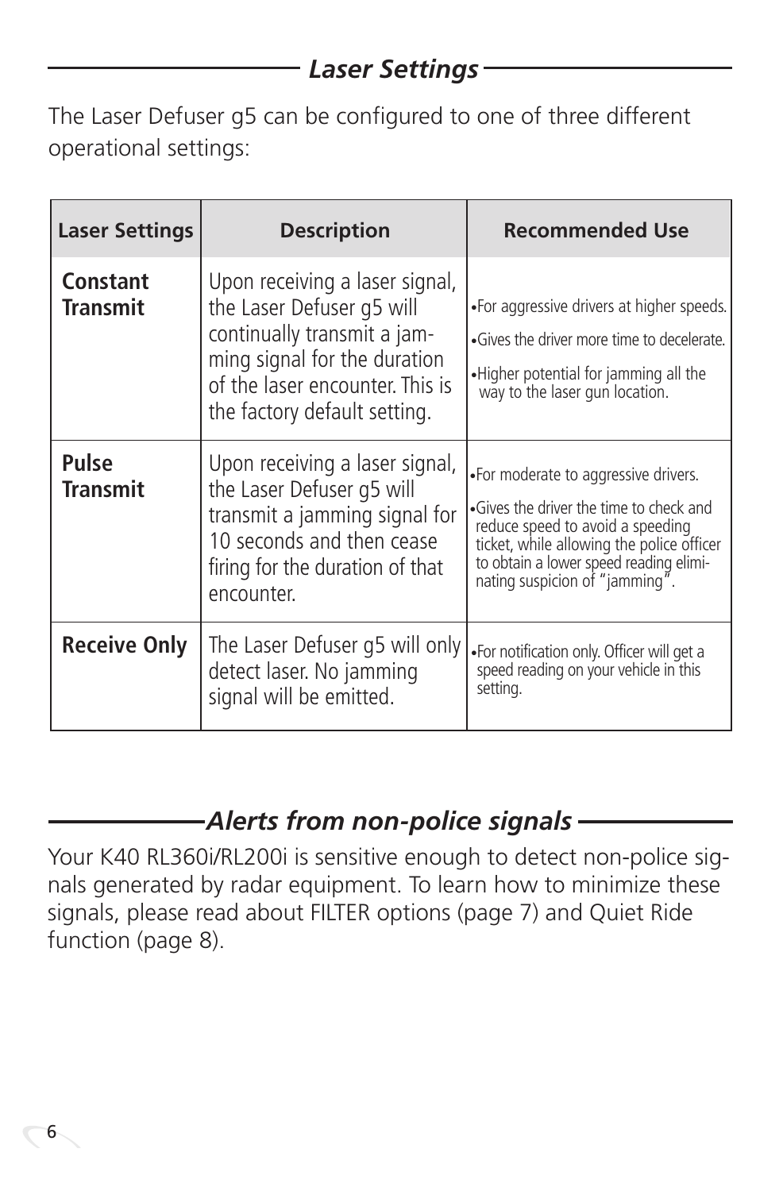## *Laser Settings*

The Laser Defuser g5 can be configured to one of three different operational settings:

| Laser Settings | Description | Recommended Use |
|---|---|---|
| **Constant Transmit** | Upon receiving a laser signal, the Laser Defuser g5 will continually transmit a jamming signal for the duration of the laser encounter. This is the factory default setting. | • For aggressive drivers at higher speeds.<br>• Gives the driver more time to decelerate.<br>• Higher potential for jamming all the way to the laser gun location. |
| **Pulse Transmit** | Upon receiving a laser signal, the Laser Defuser g5 will transmit a jamming signal for 10 seconds and then cease firing for the duration of that encounter. | • For moderate to aggressive drivers.<br>• Gives the driver the time to check and reduce speed to avoid a speeding ticket, while allowing the police officer to obtain a lower speed reading eliminating suspicion of "jamming". |
| **Receive Only** | The Laser Defuser g5 will only detect laser. No jamming signal will be emitted. | • For notification only. Officer will get a speed reading on your vehicle in this setting. |

## *Alerts from non-police signals*

Your K40 RL360i/RL200i is sensitive enough to detect non-police signals generated by radar equipment. To learn how to minimize these signals, please read about FILTER options (page 7) and Quiet Ride function (page 8).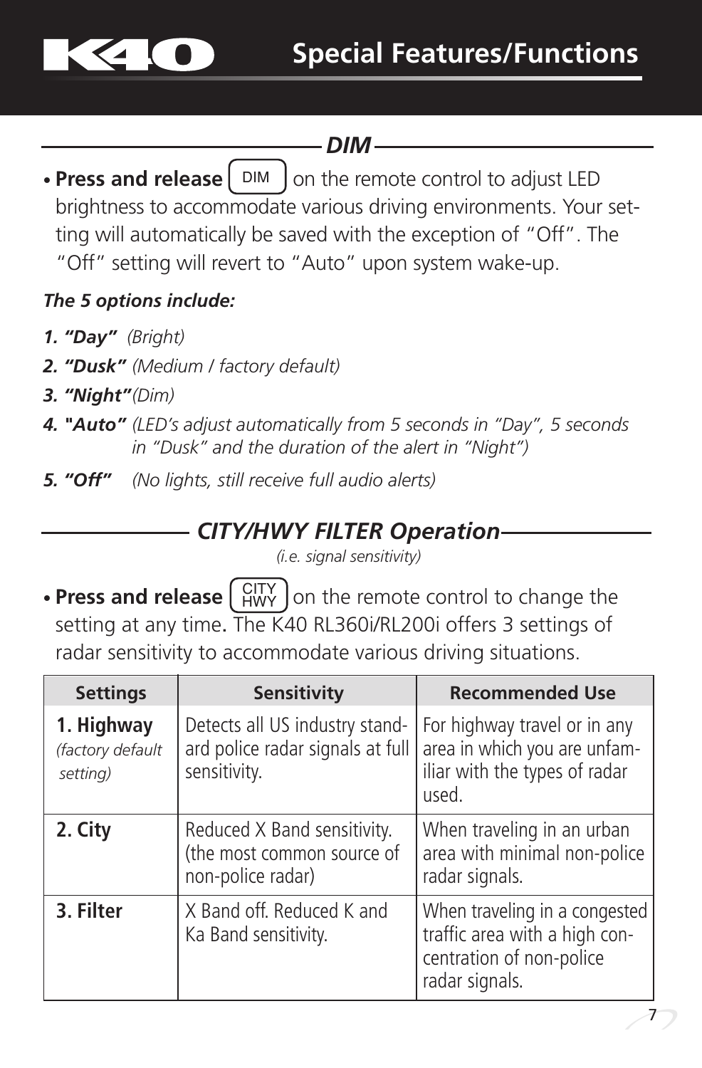# Special Features/Functions

## *DIM*

- **Press and release** [DIM] on the remote control to adjust LED brightness to accommodate various driving environments. Your setting will automatically be saved with the exception of "Off". The "Off" setting will revert to "Auto" upon system wake-up.

***The 5 options include:***

1. ***"Day"*** *(Bright)*
2. ***"Dusk"*** *(Medium / factory default)*
3. ***"Night"*** *(Dim)*
4. ***"Auto"*** *(LED's adjust automatically from 5 seconds in "Day", 5 seconds in "Dusk" and the duration of the alert in "Night")*
5. ***"Off"*** *(No lights, still receive full audio alerts)*

## *CITY/HWY FILTER Operation*

*(i.e. signal sensitivity)*

- **Press and release** [CITY HWY] on the remote control to change the setting at any time. The K40 RL360i/RL200i offers 3 settings of radar sensitivity to accommodate various driving situations.

| Settings | Sensitivity | Recommended Use |
|---|---|---|
| **1. Highway** *(factory default setting)* | Detects all US industry standard police radar signals at full sensitivity. | For highway travel or in any area in which you are unfamiliar with the types of radar used. |
| **2. City** | Reduced X Band sensitivity. (the most common source of non-police radar) | When traveling in an urban area with minimal non-police radar signals. |
| **3. Filter** | X Band off. Reduced K and Ka Band sensitivity. | When traveling in a congested traffic area with a high concentration of non-police radar signals. |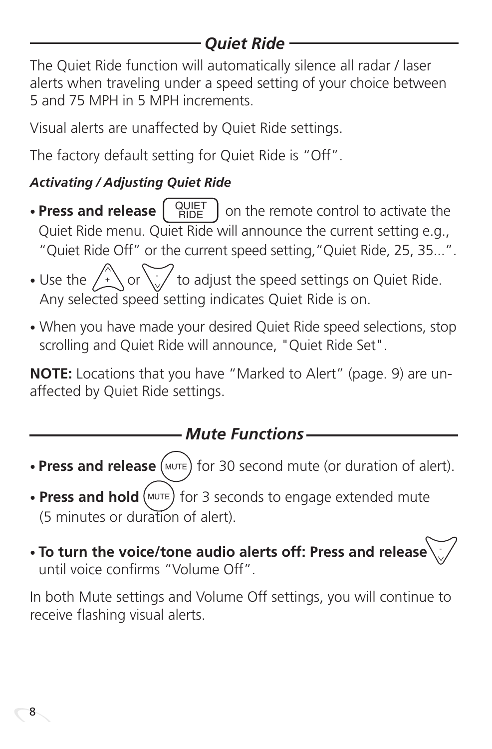## Quiet Ride

The Quiet Ride function will automatically silence all radar / laser alerts when traveling under a speed setting of your choice between 5 and 75 MPH in 5 MPH increments.

Visual alerts are unaffected by Quiet Ride settings.

The factory default setting for Quiet Ride is “Off”.

***Activating / Adjusting Quiet Ride***

- **Press and release** [QUIET RIDE] on the remote control to activate the Quiet Ride menu. Quiet Ride will announce the current setting e.g., “Quiet Ride Off” or the current speed setting,“Quiet Ride, 25, 35...”.
- Use the [+] or [-] to adjust the speed settings on Quiet Ride. Any selected speed setting indicates Quiet Ride is on.
- When you have made your desired Quiet Ride speed selections, stop scrolling and Quiet Ride will announce, "Quiet Ride Set".

**NOTE:** Locations that you have “Marked to Alert” (page. 9) are unaffected by Quiet Ride settings.

## Mute Functions

- **Press and release** (MUTE) for 30 second mute (or duration of alert).
- **Press and hold** (MUTE) for 3 seconds to engage extended mute (5 minutes or duration of alert).
- **To turn the voice/tone audio alerts off: Press and release** [-] until voice confirms “Volume Off”.

In both Mute settings and Volume Off settings, you will continue to receive flashing visual alerts.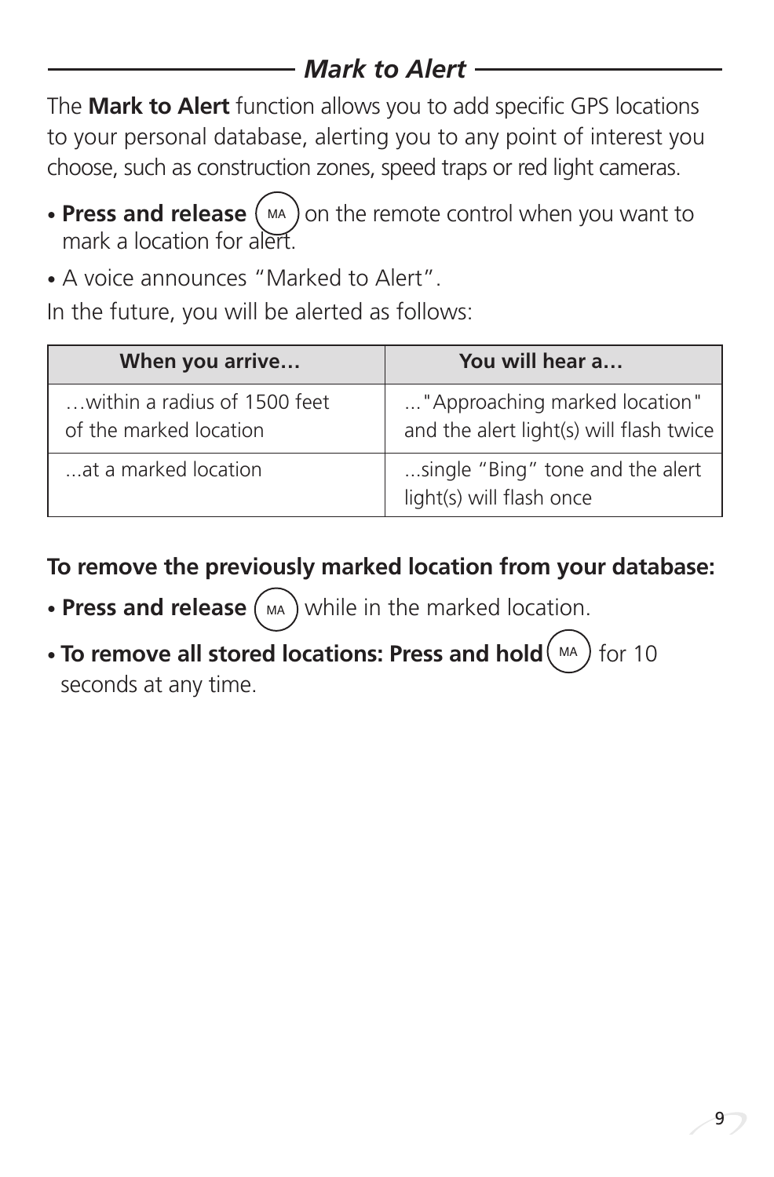## *Mark to Alert*

The **Mark to Alert** function allows you to add specific GPS locations to your personal database, alerting you to any point of interest you choose, such as construction zones, speed traps or red light cameras.

- **Press and release** (MA) on the remote control when you want to mark a location for alert.
- A voice announces "Marked to Alert".

In the future, you will be alerted as follows:

| When you arrive… | You will hear a… |
| --- | --- |
| …within a radius of 1500 feet of the marked location | ..."Approaching marked location" and the alert light(s) will flash twice |
| ...at a marked location | ...single "Bing" tone and the alert light(s) will flash once |

**To remove the previously marked location from your database:**

- **Press and release** (MA) while in the marked location.
- **To remove all stored locations: Press and hold** (MA) for 10 seconds at any time.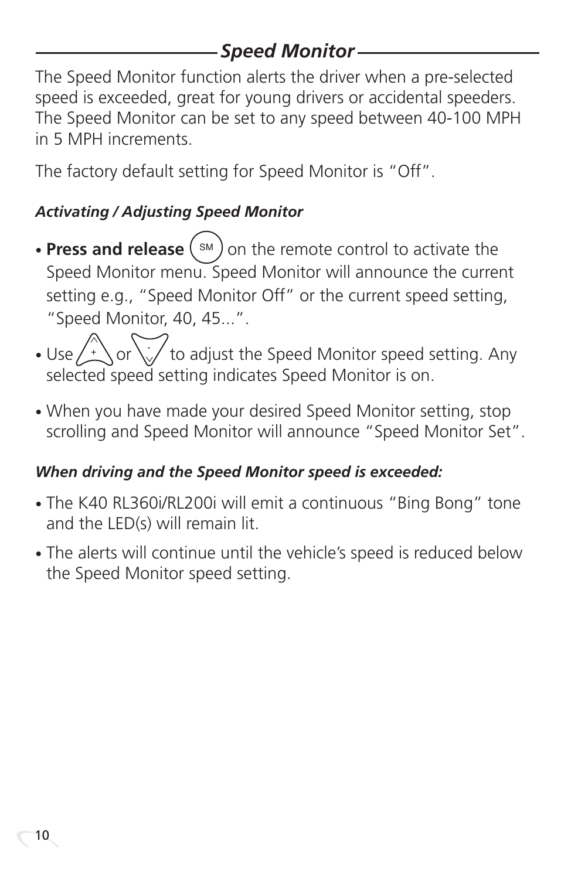## Speed Monitor

The Speed Monitor function alerts the driver when a pre-selected speed is exceeded, great for young drivers or accidental speeders. The Speed Monitor can be set to any speed between 40-100 MPH in 5 MPH increments.

The factory default setting for Speed Monitor is “Off”.

### *Activating / Adjusting Speed Monitor*

- **Press and release** (SM) on the remote control to activate the Speed Monitor menu. Speed Monitor will announce the current setting e.g., “Speed Monitor Off” or the current speed setting, “Speed Monitor, 40, 45...”.
- Use (+) or (-) to adjust the Speed Monitor speed setting. Any selected speed setting indicates Speed Monitor is on.
- When you have made your desired Speed Monitor setting, stop scrolling and Speed Monitor will announce “Speed Monitor Set”.

### *When driving and the Speed Monitor speed is exceeded:*

- The K40 RL360i/RL200i will emit a continuous “Bing Bong” tone and the LED(s) will remain lit.
- The alerts will continue until the vehicle’s speed is reduced below the Speed Monitor speed setting.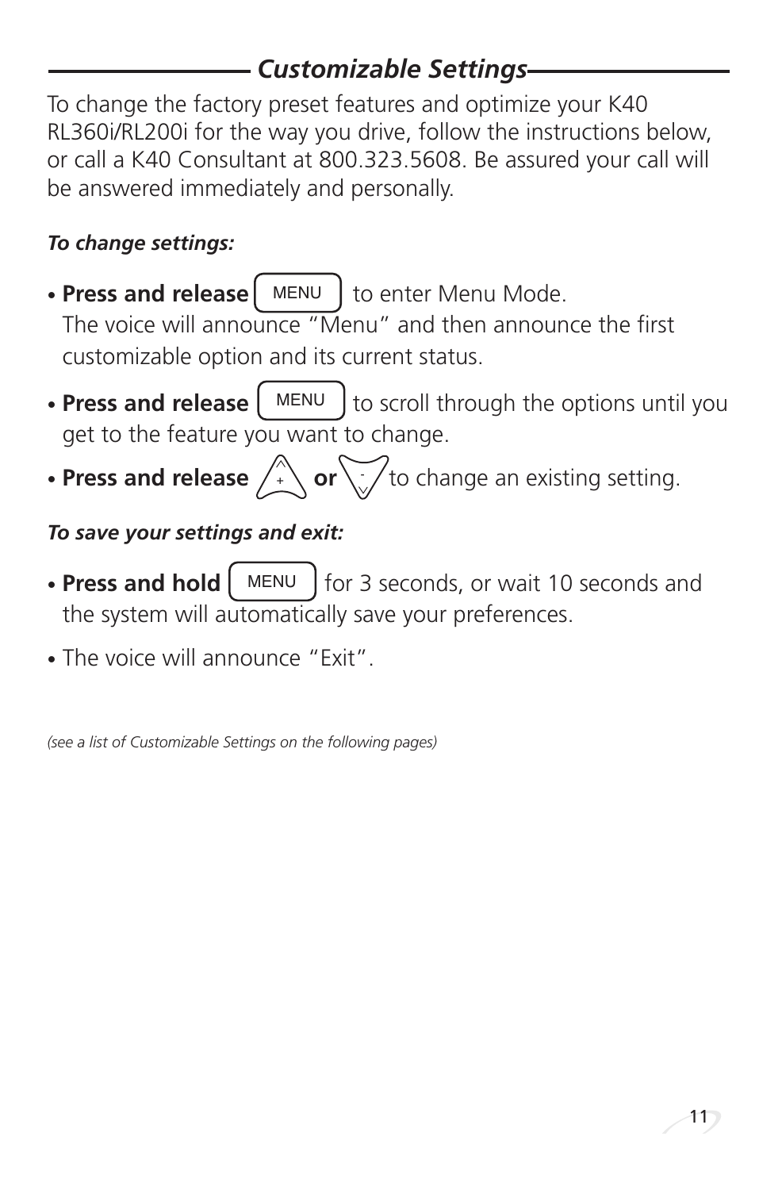## *Customizable Settings*

To change the factory preset features and optimize your K40 RL360i/RL200i for the way you drive, follow the instructions below, or call a K40 Consultant at 800.323.5608. Be assured your call will be answered immediately and personally.

***To change settings:***

- **Press and release** MENU to enter Menu Mode. The voice will announce "Menu" and then announce the first customizable option and its current status.
- **Press and release** MENU to scroll through the options until you get to the feature you want to change.
- **Press and release** + **or** - to change an existing setting.

***To save your settings and exit:***

- **Press and hold** MENU for 3 seconds, or wait 10 seconds and the system will automatically save your preferences.
- The voice will announce "Exit".

*(see a list of Customizable Settings on the following pages)*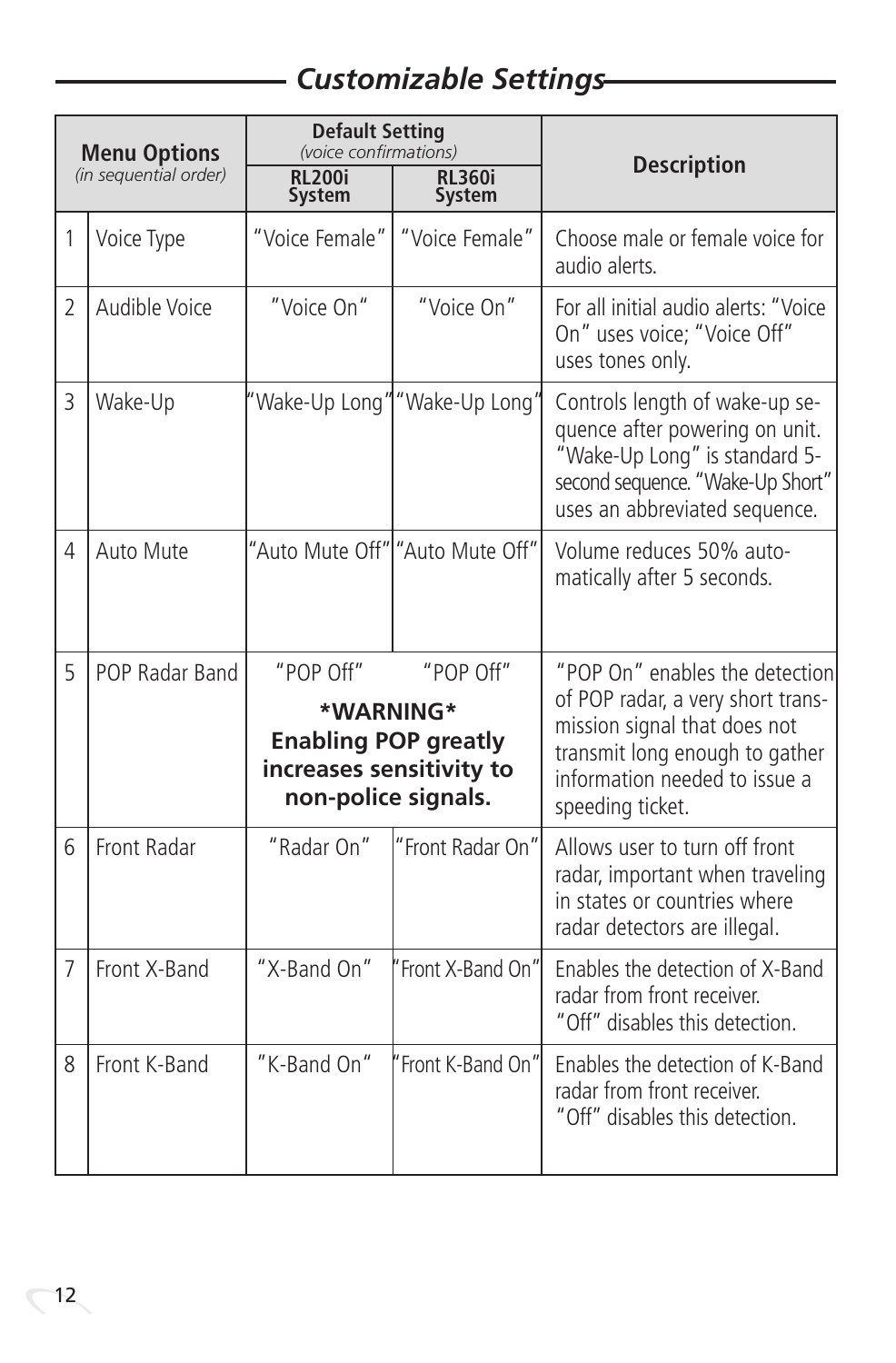## Customizable Settings

| Menu Options *(in sequential order)* | | Default Setting *(voice confirmations)* | | Description |
|---|---|---|---|---|
| | | RL200i System | RL360i System | |
| 1 | Voice Type | "Voice Female" | "Voice Female" | Choose male or female voice for audio alerts. |
| 2 | Audible Voice | "Voice On" | "Voice On" | For all initial audio alerts: "Voice On" uses voice; "Voice Off" uses tones only. |
| 3 | Wake-Up | "Wake-Up Long" | "Wake-Up Long" | Controls length of wake-up sequence after powering on unit. "Wake-Up Long" is standard 5-second sequence. "Wake-Up Short" uses an abbreviated sequence. |
| 4 | Auto Mute | "Auto Mute Off" | "Auto Mute Off" | Volume reduces 50% automatically after 5 seconds. |
| 5 | POP Radar Band | "POP Off" **\*WARNING\* Enabling POP greatly increases sensitivity to non-police signals.** | "POP Off" | "POP On" enables the detection of POP radar, a very short transmission signal that does not transmit long enough to gather information needed to issue a speeding ticket. |
| 6 | Front Radar | "Radar On" | "Front Radar On" | Allows user to turn off front radar, important when traveling in states or countries where radar detectors are illegal. |
| 7 | Front X-Band | "X-Band On" | "Front X-Band On" | Enables the detection of X-Band radar from front receiver. "Off" disables this detection. |
| 8 | Front K-Band | "K-Band On" | "Front K-Band On" | Enables the detection of K-Band radar from front receiver. "Off" disables this detection. |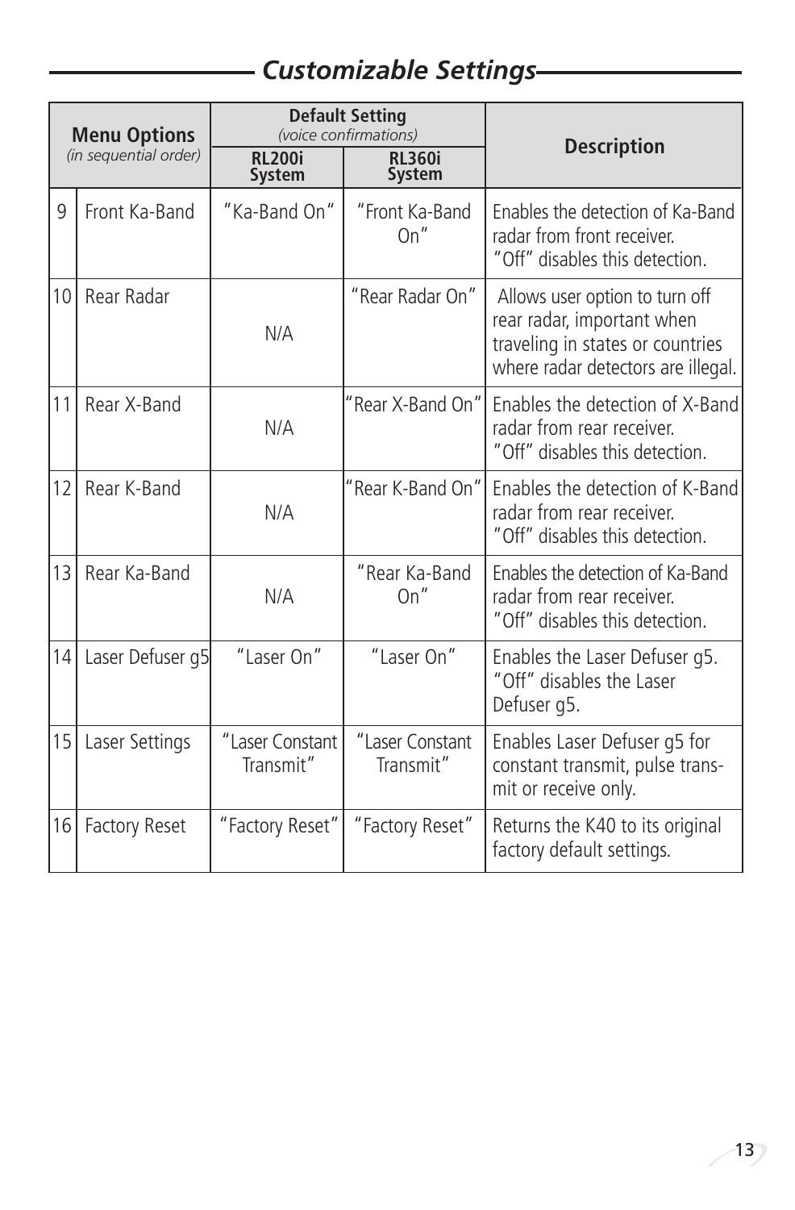## Customizable Settings

| Menu Options *(in sequential order)* | | Default Setting *(voice confirmations)* | | Description |
|---|---|---|---|---|
| | | RL200i System | RL360i System | |
| 9 | Front Ka-Band | "Ka-Band On" | "Front Ka-Band On" | Enables the detection of Ka-Band radar from front receiver. "Off" disables this detection. |
| 10 | Rear Radar | N/A | "Rear Radar On" | Allows user option to turn off rear radar, important when traveling in states or countries where radar detectors are illegal. |
| 11 | Rear X-Band | N/A | "Rear X-Band On" | Enables the detection of X-Band radar from rear receiver. "Off" disables this detection. |
| 12 | Rear K-Band | N/A | "Rear K-Band On" | Enables the detection of K-Band radar from rear receiver. "Off" disables this detection. |
| 13 | Rear Ka-Band | N/A | "Rear Ka-Band On" | Enables the detection of Ka-Band radar from rear receiver. "Off" disables this detection. |
| 14 | Laser Defuser g5 | "Laser On" | "Laser On" | Enables the Laser Defuser g5. "Off" disables the Laser Defuser g5. |
| 15 | Laser Settings | "Laser Constant Transmit" | "Laser Constant Transmit" | Enables Laser Defuser g5 for constant transmit, pulse transmit or receive only. |
| 16 | Factory Reset | "Factory Reset" | "Factory Reset" | Returns the K40 to its original factory default settings. |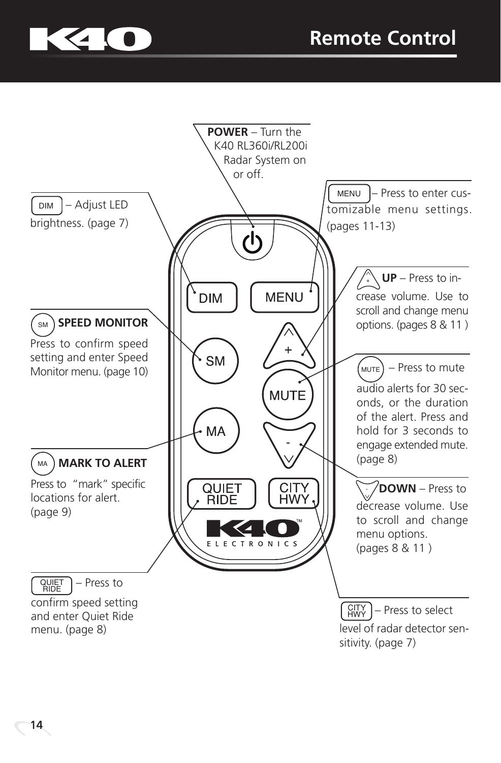# Remote Control

**POWER** – Turn the K40 RL360i/RL200i Radar System on or off.

DIM – Adjust LED brightness. (page 7)

MENU – Press to enter customizable menu settings. (pages 11-13)

**UP** – Press to increase volume. Use to scroll and change menu options. (pages 8 & 11 )

SM **SPEED MONITOR**

Press to confirm speed setting and enter Speed Monitor menu. (page 10)

MUTE – Press to mute audio alerts for 30 seconds, or the duration of the alert. Press and hold for 3 seconds to engage extended mute. (page 8)

MA **MARK TO ALERT**

Press to "mark" specific locations for alert. (page 9)

**DOWN** – Press to decrease volume. Use to scroll and change menu options. (pages 8 & 11 )

QUIET RIDE – Press to confirm speed setting and enter Quiet Ride menu. (page 8)

CITY HWY – Press to select level of radar detector sensitivity. (page 7)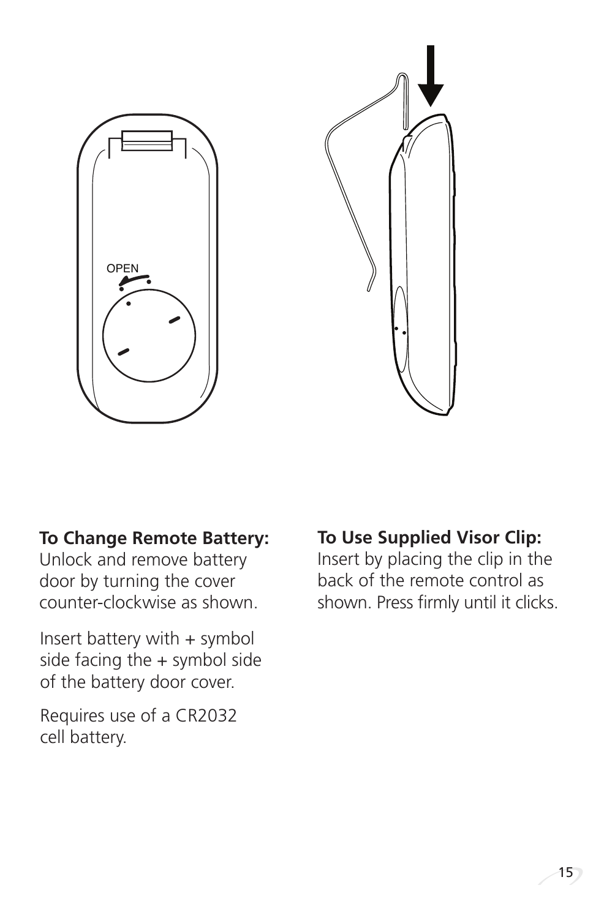**To Change Remote Battery:**
Unlock and remove battery door by turning the cover counter-clockwise as shown.

Insert battery with + symbol side facing the + symbol side of the battery door cover.

Requires use of a CR2032 cell battery.

**To Use Supplied Visor Clip:**
Insert by placing the clip in the back of the remote control as shown. Press firmly until it clicks.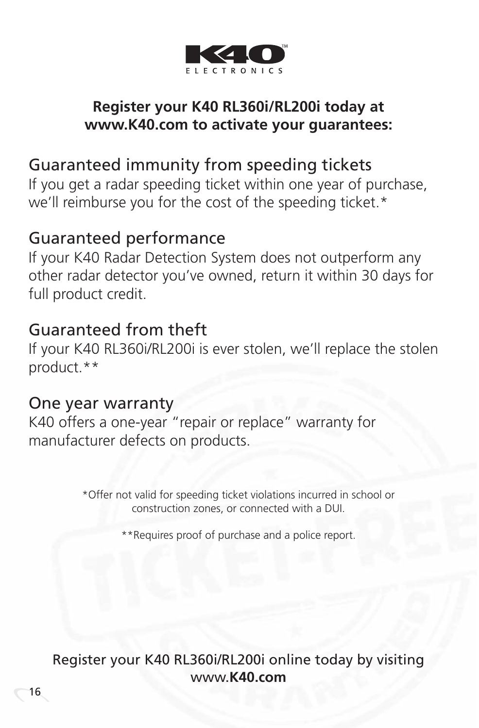K40 ELECTRONICS

**Register your K40 RL360i/RL200i today at www.K40.com to activate your guarantees:**

## Guaranteed immunity from speeding tickets

If you get a radar speeding ticket within one year of purchase, we'll reimburse you for the cost of the speeding ticket.*

## Guaranteed performance

If your K40 Radar Detection System does not outperform any other radar detector you've owned, return it within 30 days for full product credit.

## Guaranteed from theft

If your K40 RL360i/RL200i is ever stolen, we'll replace the stolen product.**

## One year warranty

K40 offers a one-year "repair or replace" warranty for manufacturer defects on products.

*Offer not valid for speeding ticket violations incurred in school or construction zones, or connected with a DUI.

**Requires proof of purchase and a police report.

Register your K40 RL360i/RL200i online today by visiting www.**K40.com**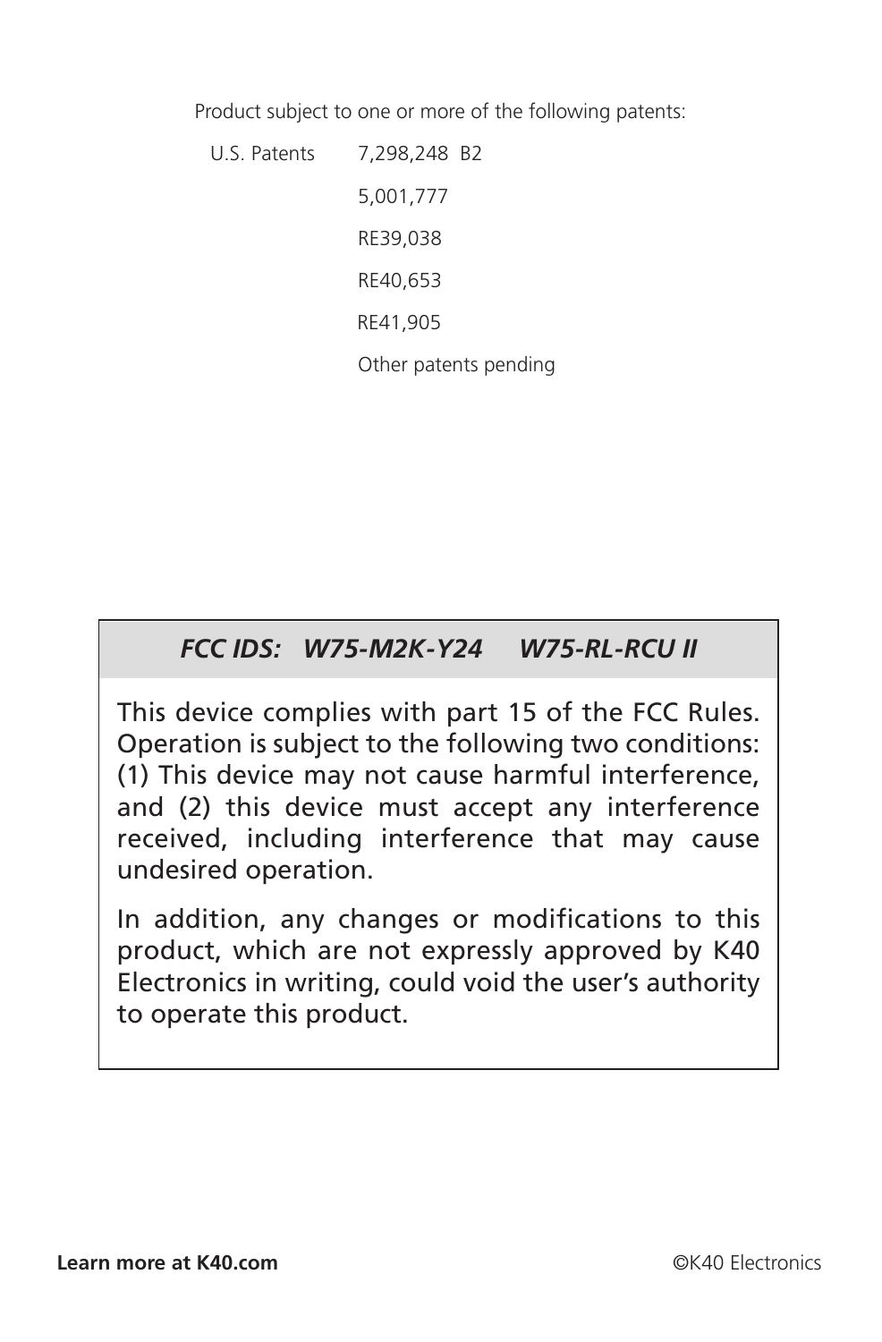Product subject to one or more of the following patents:

| U.S. Patents | 7,298,248 B2 |
| --- | --- |
| | 5,001,777 |
| | RE39,038 |
| | RE40,653 |
| | RE41,905 |
| | Other patents pending |

***FCC IDS: W75-M2K-Y24 W75-RL-RCU II***

This device complies with part 15 of the FCC Rules. Operation is subject to the following two conditions: (1) This device may not cause harmful interference, and (2) this device must accept any interference received, including interference that may cause undesired operation.

In addition, any changes or modifications to this product, which are not expressly approved by K40 Electronics in writing, could void the user's authority to operate this product.

**Learn more at K40.com** ©K40 Electronics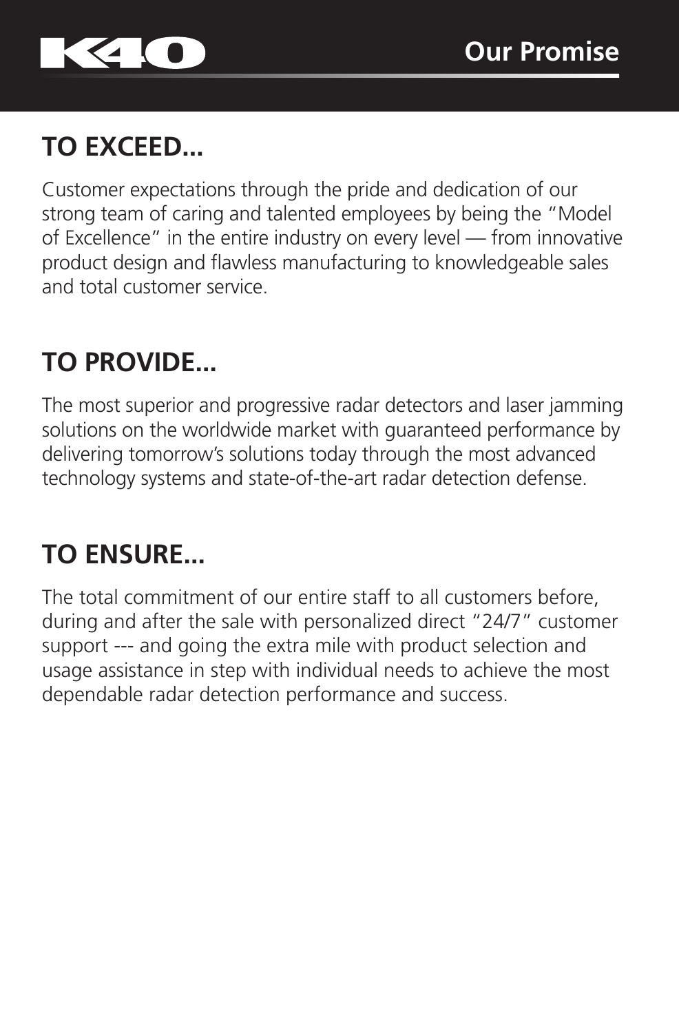## Our Promise

### TO EXCEED...

Customer expectations through the pride and dedication of our strong team of caring and talented employees by being the “Model of Excellence” in the entire industry on every level — from innovative product design and flawless manufacturing to knowledgeable sales and total customer service.

### TO PROVIDE...

The most superior and progressive radar detectors and laser jamming solutions on the worldwide market with guaranteed performance by delivering tomorrow’s solutions today through the most advanced technology systems and state-of-the-art radar detection defense.

### TO ENSURE...

The total commitment of our entire staff to all customers before, during and after the sale with personalized direct “24/7” customer support --- and going the extra mile with product selection and usage assistance in step with individual needs to achieve the most dependable radar detection performance and success.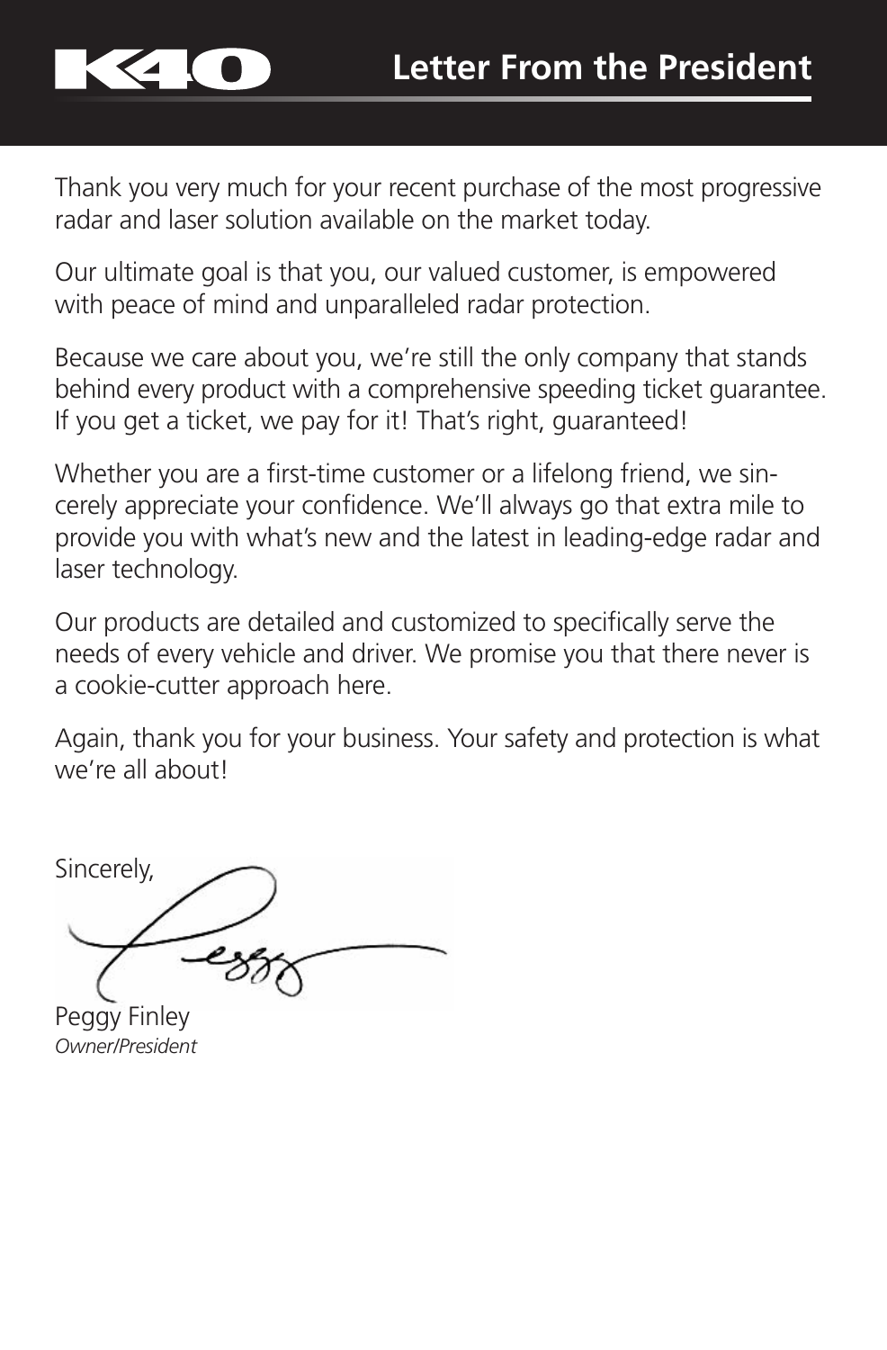K40

# Letter From the President

Thank you very much for your recent purchase of the most progressive radar and laser solution available on the market today.

Our ultimate goal is that you, our valued customer, is empowered with peace of mind and unparalleled radar protection.

Because we care about you, we're still the only company that stands behind every product with a comprehensive speeding ticket guarantee. If you get a ticket, we pay for it! That's right, guaranteed!

Whether you are a first-time customer or a lifelong friend, we sincerely appreciate your confidence. We'll always go that extra mile to provide you with what's new and the latest in leading-edge radar and laser technology.

Our products are detailed and customized to specifically serve the needs of every vehicle and driver. We promise you that there never is a cookie-cutter approach here.

Again, thank you for your business. Your safety and protection is what we're all about!

Sincerely,

Peggy Finley
*Owner/President*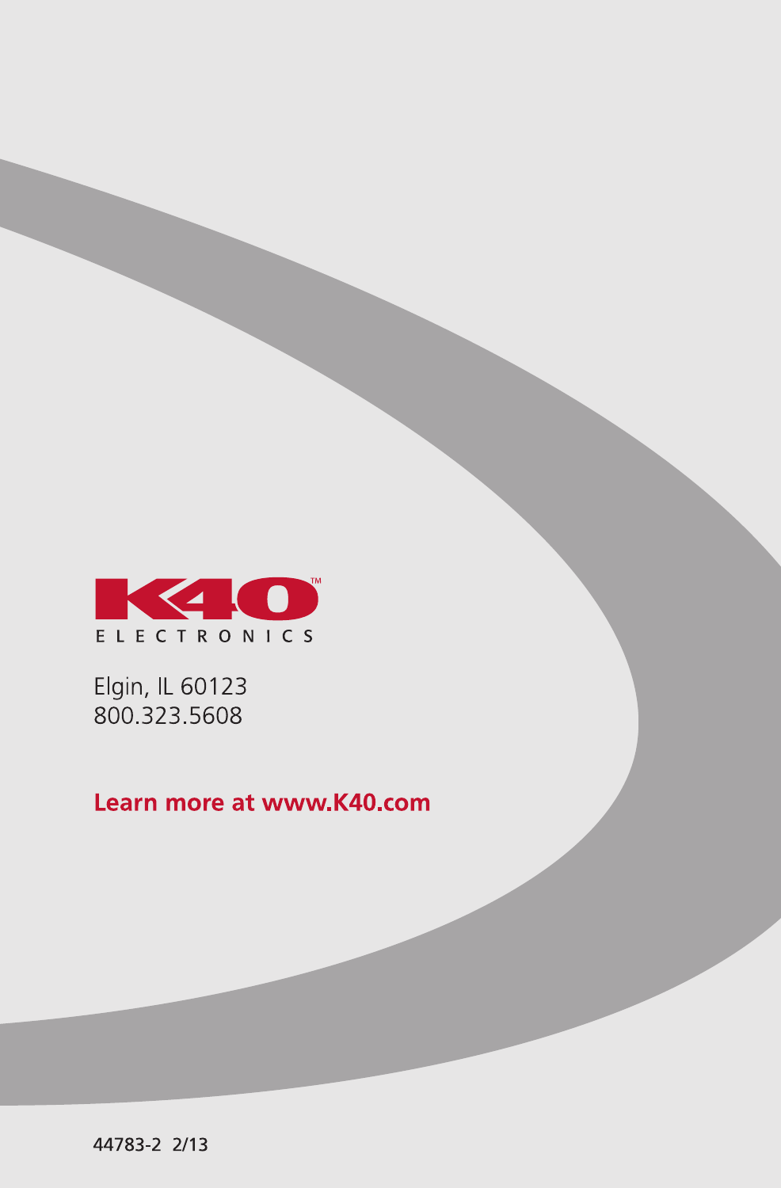K40™ ELECTRONICS

Elgin, IL 60123
800.323.5608

**Learn more at www.K40.com**

44783-2 2/13